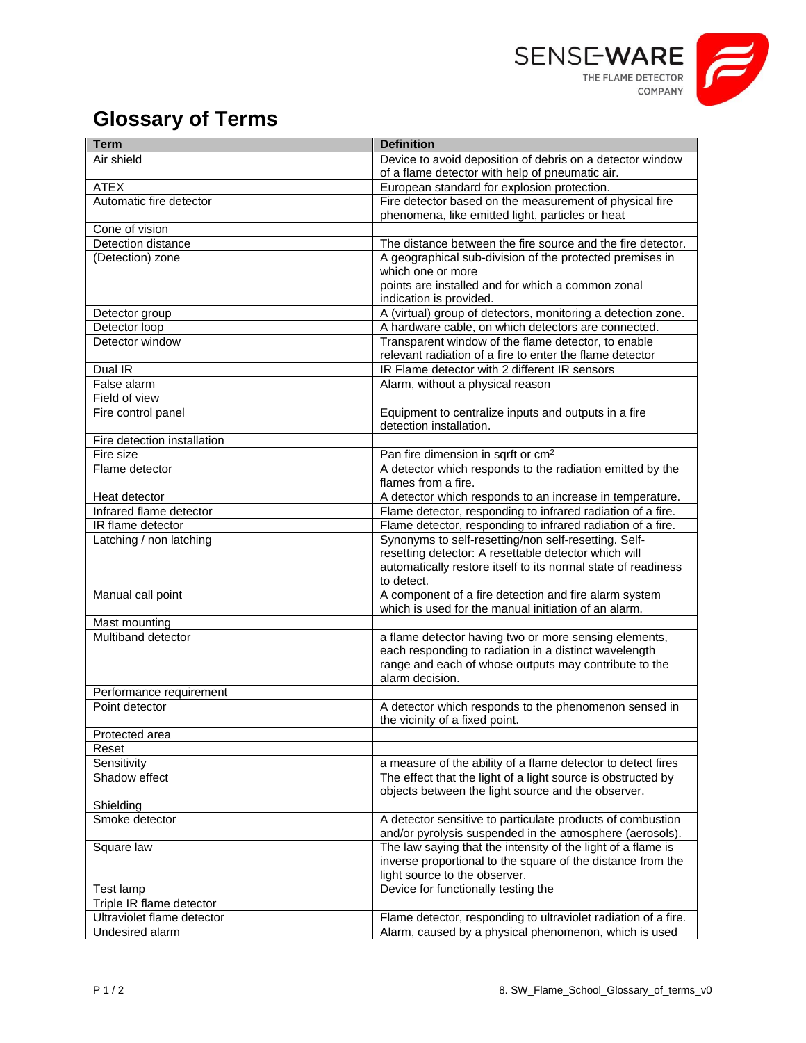# Glossary of Terms

| Term | Definition |
|---|---|
| Air shield | Device to avoid deposition of debris on a detector window of a flame detector with help of pneumatic air. |
| ATEX | European standard for explosion protection. |
| Automatic fire detector | Fire detector based on the measurement of physical fire phenomena, like emitted light, particles or heat |
| Cone of vision | |
| Detection distance | The distance between the fire source and the fire detector. |
| (Detection) zone | A geographical sub-division of the protected premises in which one or more points are installed and for which a common zonal indication is provided. |
| Detector group | A (virtual) group of detectors, monitoring a detection zone. |
| Detector loop | A hardware cable, on which detectors are connected. |
| Detector window | Transparent window of the flame detector, to enable relevant radiation of a fire to enter the flame detector |
| Dual IR | IR Flame detector with 2 different IR sensors |
| False alarm | Alarm, without a physical reason |
| Field of view | |
| Fire control panel | Equipment to centralize inputs and outputs in a fire detection installation. |
| Fire detection installation | |
| Fire size | Pan fire dimension in sqrft or $cm^2$ |
| Flame detector | A detector which responds to the radiation emitted by the flames from a fire. |
| Heat detector | A detector which responds to an increase in temperature. |
| Infrared flame detector | Flame detector, responding to infrared radiation of a fire. |
| IR flame detector | Flame detector, responding to infrared radiation of a fire. |
| Latching / non latching | Synonyms to self-resetting/non self-resetting. Self-resetting detector: A resettable detector which will automatically restore itself to its normal state of readiness to detect. |
| Manual call point | A component of a fire detection and fire alarm system which is used for the manual initiation of an alarm. |
| Mast mounting | |
| Multiband detector | a flame detector having two or more sensing elements, each responding to radiation in a distinct wavelength range and each of whose outputs may contribute to the alarm decision. |
| Performance requirement | |
| Point detector | A detector which responds to the phenomenon sensed in the vicinity of a fixed point. |
| Protected area | |
| Reset | |
| Sensitivity | a measure of the ability of a flame detector to detect fires |
| Shadow effect | The effect that the light of a light source is obstructed by objects between the light source and the observer. |
| Shielding | |
| Smoke detector | A detector sensitive to particulate products of combustion and/or pyrolysis suspended in the atmosphere (aerosols). |
| Square law | The law saying that the intensity of the light of a flame is inverse proportional to the square of the distance from the light source to the observer. |
| Test lamp | Device for functionally testing the |
| Triple IR flame detector | |
| Ultraviolet flame detector | Flame detector, responding to ultraviolet radiation of a fire. |
| Undesired alarm | Alarm, caused by a physical phenomenon, which is used |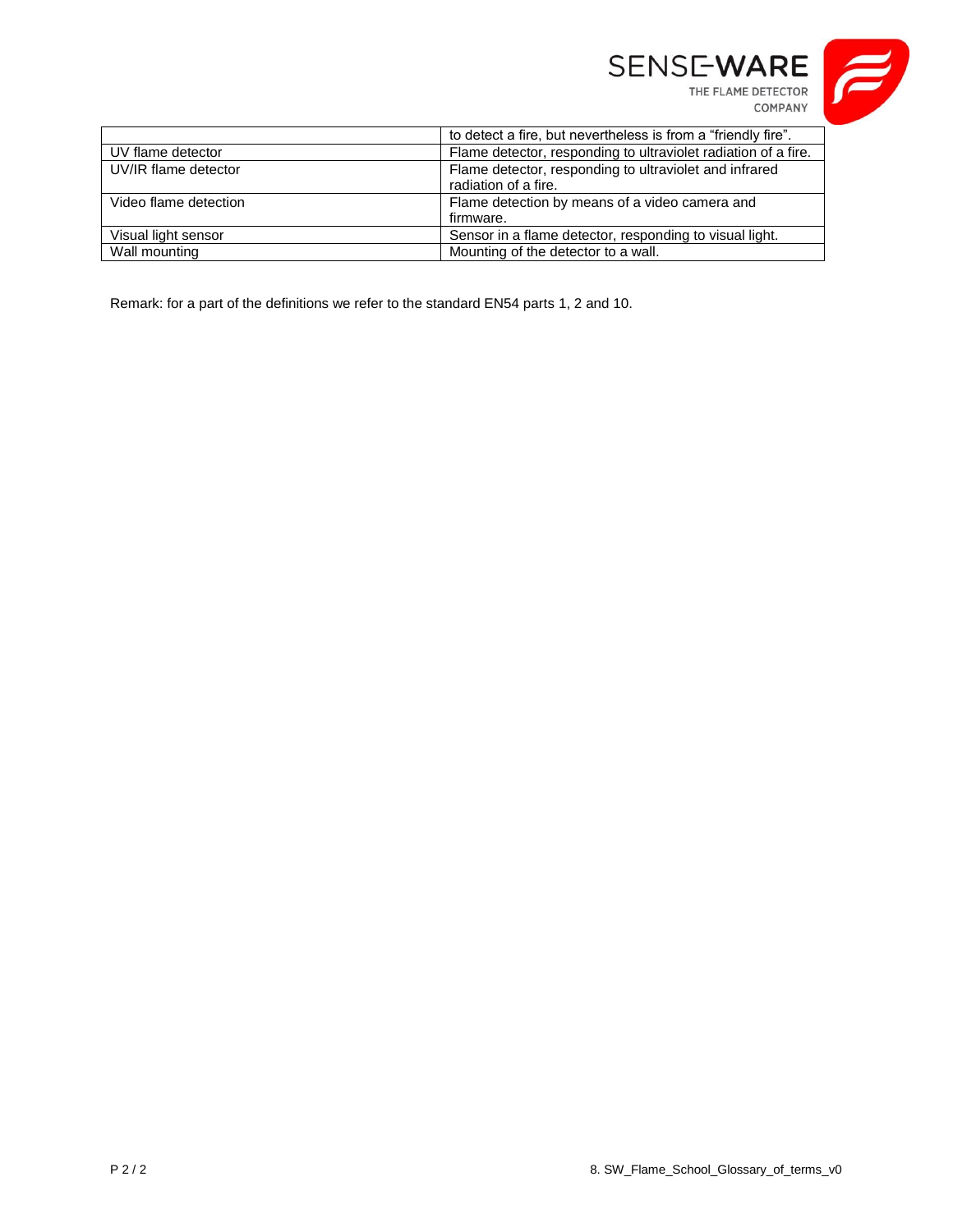| | |
|---|---|
| | to detect a fire, but nevertheless is from a “friendly fire”. |
| UV flame detector | Flame detector, responding to ultraviolet radiation of a fire. |
| UV/IR flame detector | Flame detector, responding to ultraviolet and infrared radiation of a fire. |
| Video flame detection | Flame detection by means of a video camera and firmware. |
| Visual light sensor | Sensor in a flame detector, responding to visual light. |
| Wall mounting | Mounting of the detector to a wall. |

Remark: for a part of the definitions we refer to the standard EN54 parts 1, 2 and 10.